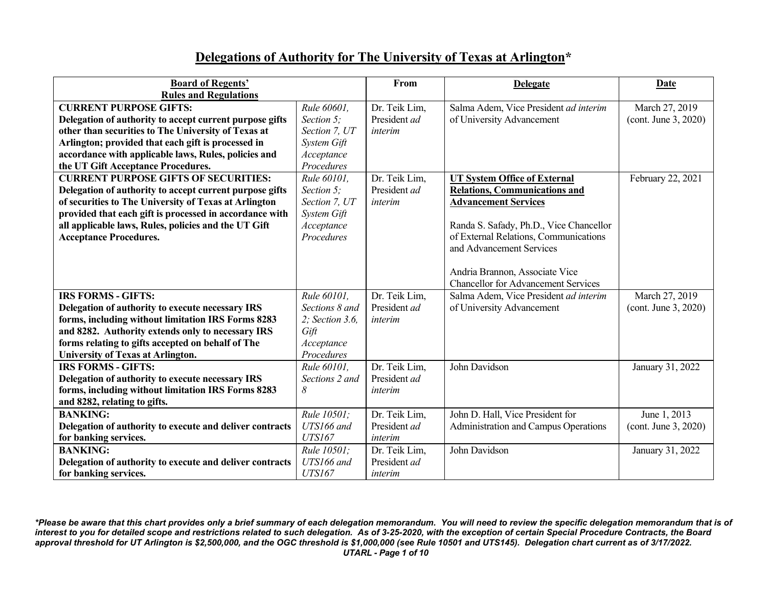# Delegations of Authority for The University of Texas at Arlington*

| Board of Regents' Rules and Regulations | | From | Delegate | Date |
|---|---|---|---|---|
| **CURRENT PURPOSE GIFTS: Delegation of authority to accept current purpose gifts other than securities to The University of Texas at Arlington; provided that each gift is processed in accordance with applicable laws, Rules, policies and the UT Gift Acceptance Procedures.** | *Rule 60601, Section 5; Section 7, UT System Gift Acceptance Procedures* | Dr. Teik Lim, President *ad interim* | Salma Adem, Vice President *ad interim* of University Advancement | March 27, 2019 (cont. June 3, 2020) |
| **CURRENT PURPOSE GIFTS OF SECURITIES: Delegation of authority to accept current purpose gifts of securities to The University of Texas at Arlington provided that each gift is processed in accordance with all applicable laws, Rules, policies and the UT Gift Acceptance Procedures.** | *Rule 60101, Section 5; Section 7, UT System Gift Acceptance Procedures* | Dr. Teik Lim, President *ad interim* | **UT System Office of External Relations, Communications and Advancement Services**<br><br>Randa S. Safady, Ph.D., Vice Chancellor of External Relations, Communications and Advancement Services<br><br>Andria Brannon, Associate Vice Chancellor for Advancement Services | February 22, 2021 |
| **IRS FORMS - GIFTS: Delegation of authority to execute necessary IRS forms, including without limitation IRS Forms 8283 and 8282. Authority extends only to necessary IRS forms relating to gifts accepted on behalf of The University of Texas at Arlington.** | *Rule 60101, Sections 8 and 2; Section 3.6, Gift Acceptance Procedures* | Dr. Teik Lim, President *ad interim* | Salma Adem, Vice President *ad interim* of University Advancement | March 27, 2019 (cont. June 3, 2020) |
| **IRS FORMS - GIFTS: Delegation of authority to execute necessary IRS forms, including without limitation IRS Forms 8283 and 8282, relating to gifts.** | *Rule 60101, Sections 2 and 8* | Dr. Teik Lim, President *ad interim* | John Davidson | January 31, 2022 |
| **BANKING: Delegation of authority to execute and deliver contracts for banking services.** | *Rule 10501; UTS166 and UTS167* | Dr. Teik Lim, President *ad interim* | John D. Hall, Vice President for Administration and Campus Operations | June 1, 2013 (cont. June 3, 2020) |
| **BANKING: Delegation of authority to execute and deliver contracts for banking services.** | *Rule 10501; UTS166 and UTS167* | Dr. Teik Lim, President *ad interim* | John Davidson | January 31, 2022 |

***Please be aware that this chart provides only a brief summary of each delegation memorandum. You will need to review the specific delegation memorandum that is of interest to you for detailed scope and restrictions related to such delegation. As of 3-25-2020, with the exception of certain Special Procedure Contracts, the Board approval threshold for UT Arlington is $2,500,000, and the OGC threshold is $1,000,000 (see Rule 10501 and UTS145). Delegation chart current as of 3/17/2022.***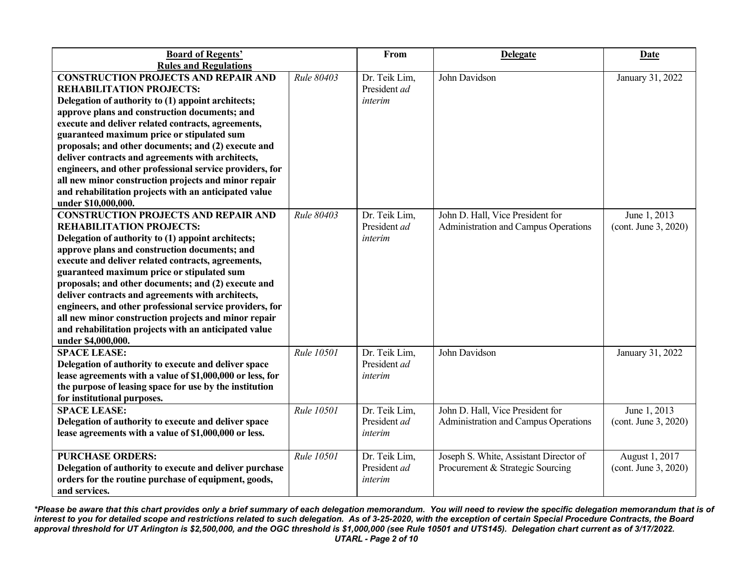| Board of Regents' Rules and Regulations | | From | Delegate | Date |
|---|---|---|---|---|
| **CONSTRUCTION PROJECTS AND REPAIR AND REHABILITATION PROJECTS: Delegation of authority to (1) appoint architects; approve plans and construction documents; and execute and deliver related contracts, agreements, guaranteed maximum price or stipulated sum proposals; and other documents; and (2) execute and deliver contracts and agreements with architects, engineers, and other professional service providers, for all new minor construction projects and minor repair and rehabilitation projects with an anticipated value under $10,000,000.** | *Rule 80403* | Dr. Teik Lim, President *ad interim* | John Davidson | January 31, 2022 |
| **CONSTRUCTION PROJECTS AND REPAIR AND REHABILITATION PROJECTS: Delegation of authority to (1) appoint architects; approve plans and construction documents; and execute and deliver related contracts, agreements, guaranteed maximum price or stipulated sum proposals; and other documents; and (2) execute and deliver contracts and agreements with architects, engineers, and other professional service providers, for all new minor construction projects and minor repair and rehabilitation projects with an anticipated value under $4,000,000.** | *Rule 80403* | Dr. Teik Lim, President *ad interim* | John D. Hall, Vice President for Administration and Campus Operations | June 1, 2013 (cont. June 3, 2020) |
| **SPACE LEASE: Delegation of authority to execute and deliver space lease agreements with a value of $1,000,000 or less, for the purpose of leasing space for use by the institution for institutional purposes.** | *Rule 10501* | Dr. Teik Lim, President *ad interim* | John Davidson | January 31, 2022 |
| **SPACE LEASE: Delegation of authority to execute and deliver space lease agreements with a value of $1,000,000 or less.** | *Rule 10501* | Dr. Teik Lim, President *ad interim* | John D. Hall, Vice President for Administration and Campus Operations | June 1, 2013 (cont. June 3, 2020) |
| **PURCHASE ORDERS: Delegation of authority to execute and deliver purchase orders for the routine purchase of equipment, goods, and services.** | *Rule 10501* | Dr. Teik Lim, President *ad interim* | Joseph S. White, Assistant Director of Procurement & Strategic Sourcing | August 1, 2017 (cont. June 3, 2020) |

***Please be aware that this chart provides only a brief summary of each delegation memorandum. You will need to review the specific delegation memorandum that is of interest to you for detailed scope and restrictions related to such delegation. As of 3-25-2020, with the exception of certain Special Procedure Contracts, the Board approval threshold for UT Arlington is $2,500,000, and the OGC threshold is $1,000,000 (see Rule 10501 and UTS145). Delegation chart current as of 3/17/2022.***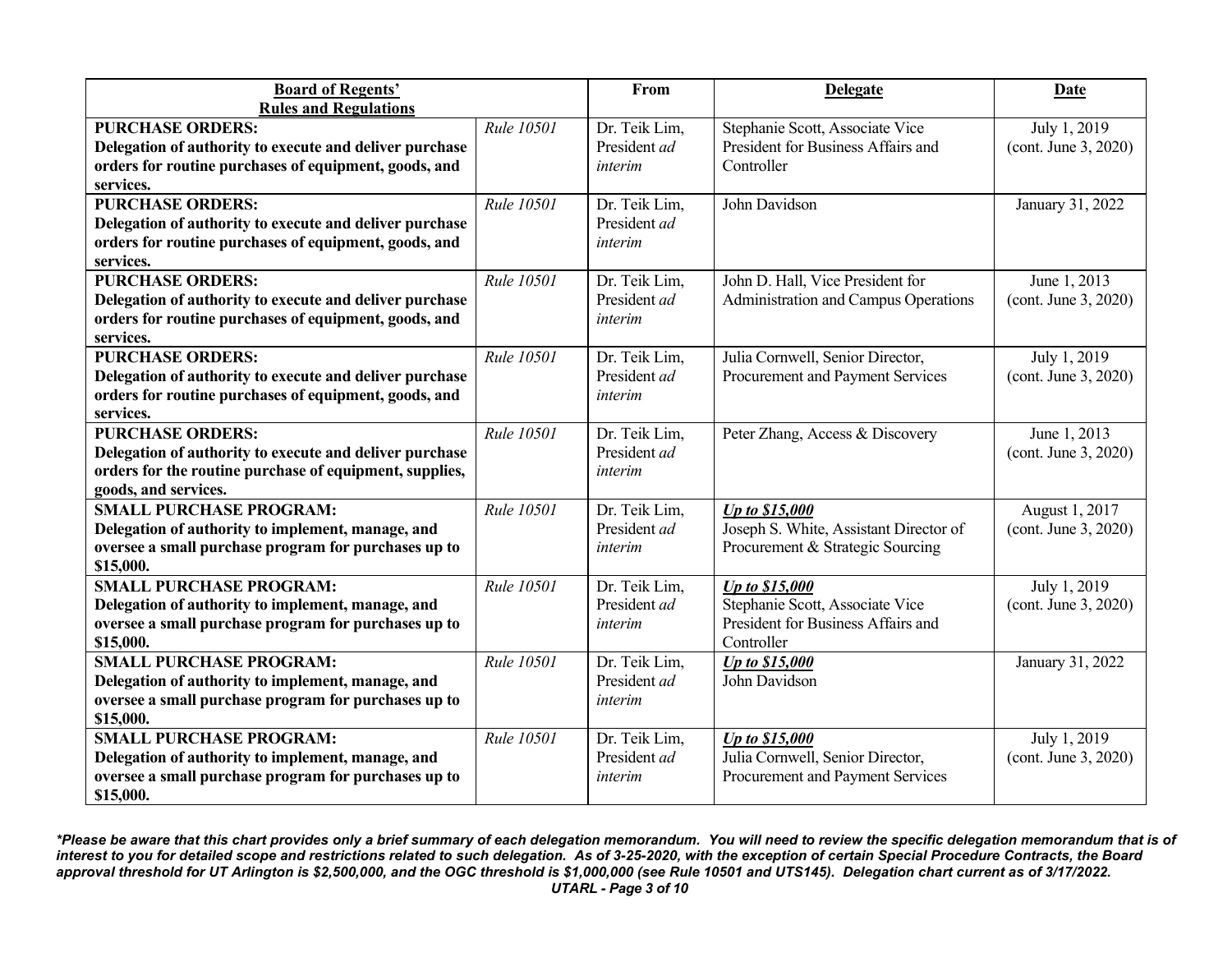| Board of Regents' Rules and Regulations | | From | Delegate | Date |
|---|---|---|---|---|
| **PURCHASE ORDERS: Delegation of authority to execute and deliver purchase orders for routine purchases of equipment, goods, and services.** | *Rule 10501* | Dr. Teik Lim, President *ad interim* | Stephanie Scott, Associate Vice President for Business Affairs and Controller | July 1, 2019 (cont. June 3, 2020) |
| **PURCHASE ORDERS: Delegation of authority to execute and deliver purchase orders for routine purchases of equipment, goods, and services.** | *Rule 10501* | Dr. Teik Lim, President *ad interim* | John Davidson | January 31, 2022 |
| **PURCHASE ORDERS: Delegation of authority to execute and deliver purchase orders for routine purchases of equipment, goods, and services.** | *Rule 10501* | Dr. Teik Lim, President *ad interim* | John D. Hall, Vice President for Administration and Campus Operations | June 1, 2013 (cont. June 3, 2020) |
| **PURCHASE ORDERS: Delegation of authority to execute and deliver purchase orders for routine purchases of equipment, goods, and services.** | *Rule 10501* | Dr. Teik Lim, President *ad interim* | Julia Cornwell, Senior Director, Procurement and Payment Services | July 1, 2019 (cont. June 3, 2020) |
| **PURCHASE ORDERS: Delegation of authority to execute and deliver purchase orders for the routine purchase of equipment, supplies, goods, and services.** | *Rule 10501* | Dr. Teik Lim, President *ad interim* | Peter Zhang, Access & Discovery | June 1, 2013 (cont. June 3, 2020) |
| **SMALL PURCHASE PROGRAM: Delegation of authority to implement, manage, and oversee a small purchase program for purchases up to $15,000.** | *Rule 10501* | Dr. Teik Lim, President *ad interim* | ***Up to $15,000*** Joseph S. White, Assistant Director of Procurement & Strategic Sourcing | August 1, 2017 (cont. June 3, 2020) |
| **SMALL PURCHASE PROGRAM: Delegation of authority to implement, manage, and oversee a small purchase program for purchases up to $15,000.** | *Rule 10501* | Dr. Teik Lim, President *ad interim* | ***Up to $15,000*** Stephanie Scott, Associate Vice President for Business Affairs and Controller | July 1, 2019 (cont. June 3, 2020) |
| **SMALL PURCHASE PROGRAM: Delegation of authority to implement, manage, and oversee a small purchase program for purchases up to $15,000.** | *Rule 10501* | Dr. Teik Lim, President *ad interim* | ***Up to $15,000*** John Davidson | January 31, 2022 |
| **SMALL PURCHASE PROGRAM: Delegation of authority to implement, manage, and oversee a small purchase program for purchases up to $15,000.** | *Rule 10501* | Dr. Teik Lim, President *ad interim* | ***Up to $15,000*** Julia Cornwell, Senior Director, Procurement and Payment Services | July 1, 2019 (cont. June 3, 2020) |

***Please be aware that this chart provides only a brief summary of each delegation memorandum. You will need to review the specific delegation memorandum that is of interest to you for detailed scope and restrictions related to such delegation. As of 3-25-2020, with the exception of certain Special Procedure Contracts, the Board approval threshold for UT Arlington is $2,500,000, and the OGC threshold is $1,000,000 (see Rule 10501 and UTS145). Delegation chart current as of 3/17/2022.***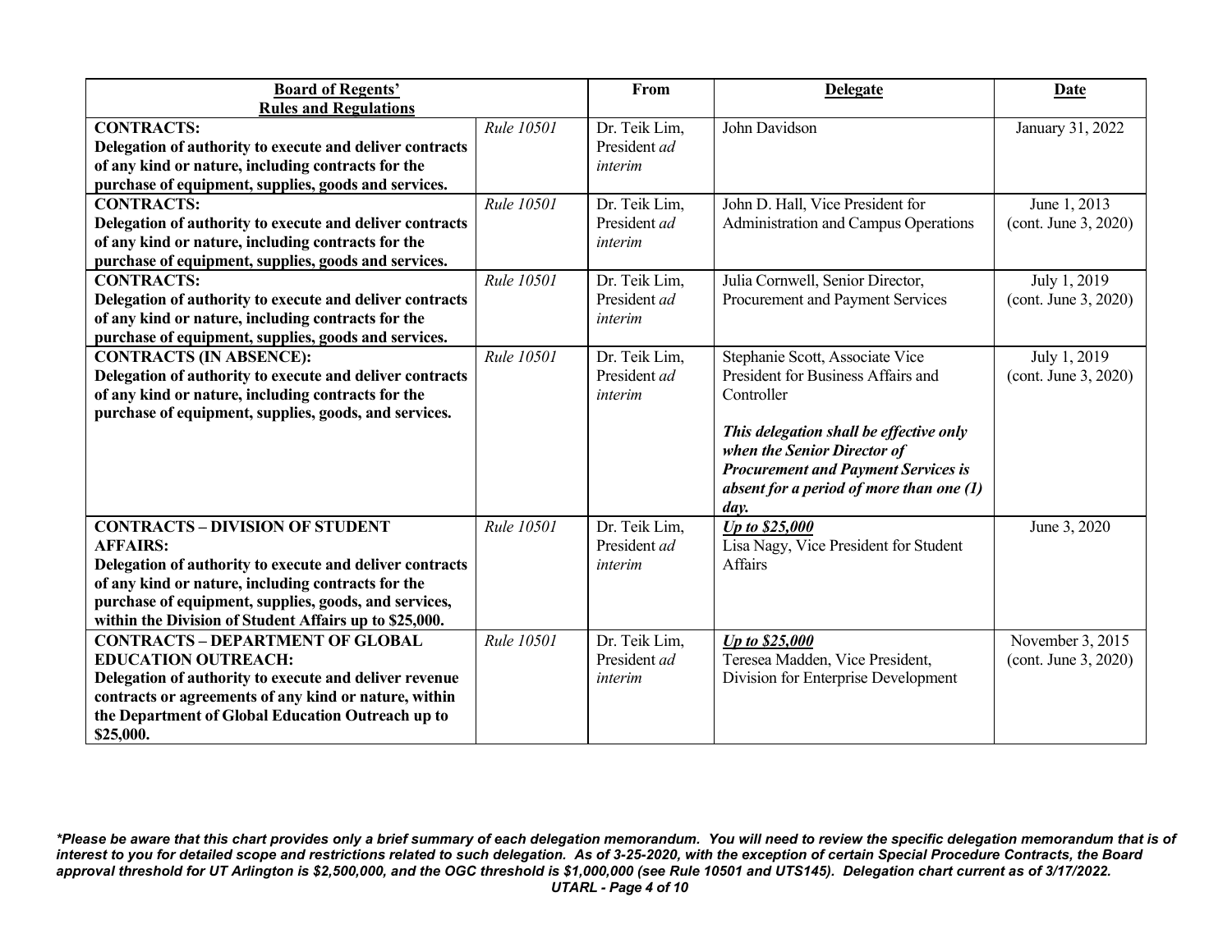| **Board of Regents' Rules and Regulations** | | **From** | **Delegate** | **Date** |
|---|---|---|---|---|
| **CONTRACTS: Delegation of authority to execute and deliver contracts of any kind or nature, including contracts for the purchase of equipment, supplies, goods and services.** | *Rule 10501* | Dr. Teik Lim, President *ad interim* | John Davidson | January 31, 2022 |
| **CONTRACTS: Delegation of authority to execute and deliver contracts of any kind or nature, including contracts for the purchase of equipment, supplies, goods and services.** | *Rule 10501* | Dr. Teik Lim, President *ad interim* | John D. Hall, Vice President for Administration and Campus Operations | June 1, 2013 (cont. June 3, 2020) |
| **CONTRACTS: Delegation of authority to execute and deliver contracts of any kind or nature, including contracts for the purchase of equipment, supplies, goods and services.** | *Rule 10501* | Dr. Teik Lim, President *ad interim* | Julia Cornwell, Senior Director, Procurement and Payment Services | July 1, 2019 (cont. June 3, 2020) |
| **CONTRACTS (IN ABSENCE): Delegation of authority to execute and deliver contracts of any kind or nature, including contracts for the purchase of equipment, supplies, goods, and services.** | *Rule 10501* | Dr. Teik Lim, President *ad interim* | Stephanie Scott, Associate Vice President for Business Affairs and Controller<br><br>***This delegation shall be effective only when the Senior Director of Procurement and Payment Services is absent for a period of more than one (1) day.*** | July 1, 2019 (cont. June 3, 2020) |
| **CONTRACTS – DIVISION OF STUDENT AFFAIRS: Delegation of authority to execute and deliver contracts of any kind or nature, including contracts for the purchase of equipment, supplies, goods, and services, within the Division of Student Affairs up to $25,000.** | *Rule 10501* | Dr. Teik Lim, President *ad interim* | ***Up to $25,000***<br>Lisa Nagy, Vice President for Student Affairs | June 3, 2020 |
| **CONTRACTS – DEPARTMENT OF GLOBAL EDUCATION OUTREACH: Delegation of authority to execute and deliver revenue contracts or agreements of any kind or nature, within the Department of Global Education Outreach up to $25,000.** | *Rule 10501* | Dr. Teik Lim, President *ad interim* | ***Up to $25,000***<br>Teresea Madden, Vice President, Division for Enterprise Development | November 3, 2015 (cont. June 3, 2020) |

***Please be aware that this chart provides only a brief summary of each delegation memorandum. You will need to review the specific delegation memorandum that is of interest to you for detailed scope and restrictions related to such delegation. As of 3-25-2020, with the exception of certain Special Procedure Contracts, the Board approval threshold for UT Arlington is $2,500,000, and the OGC threshold is $1,000,000 (see Rule 10501 and UTS145). Delegation chart current as of 3/17/2022.***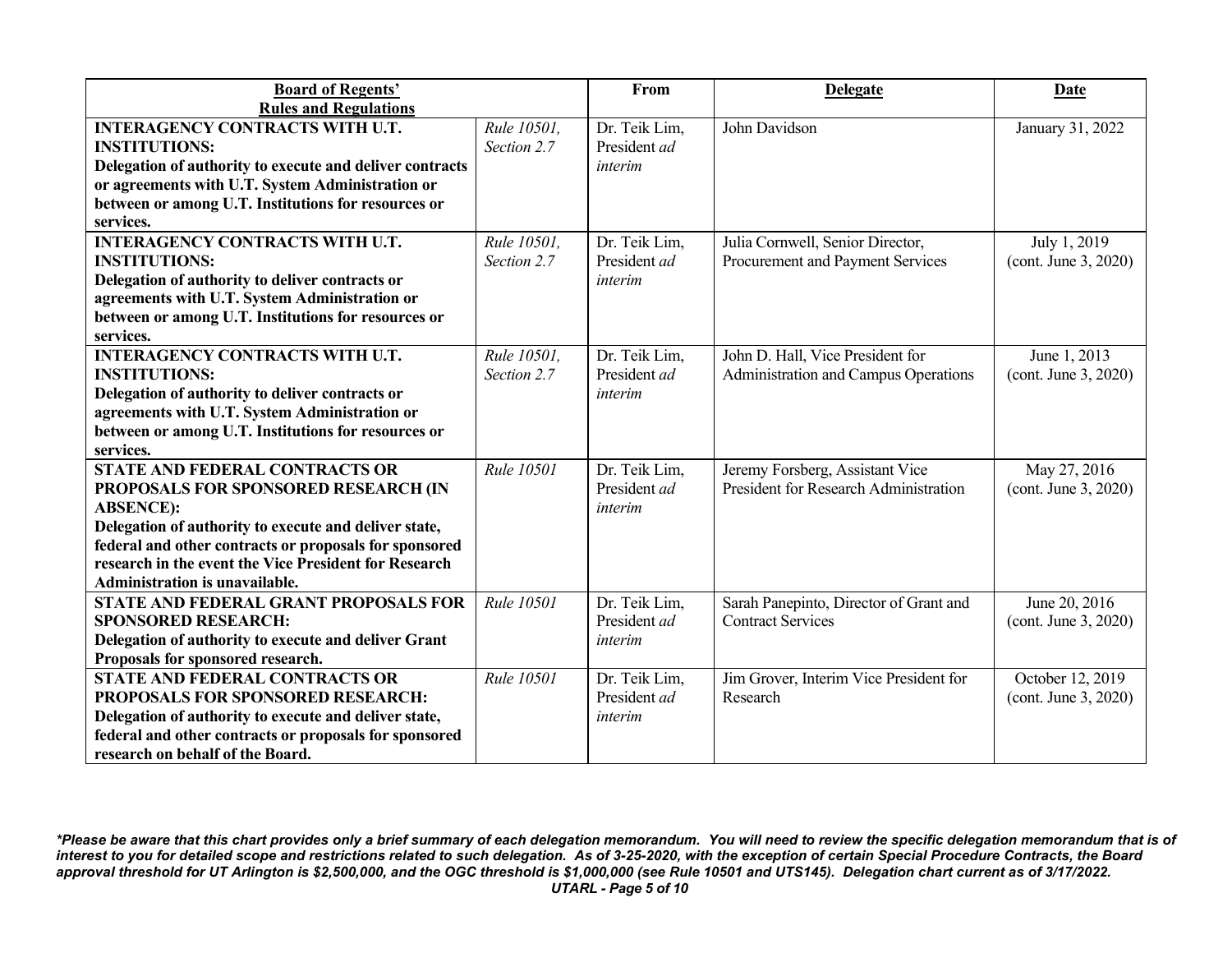| **Board of Regents' Rules and Regulations** | | **From** | **Delegate** | **Date** |
|---|---|---|---|---|
| **INTERAGENCY CONTRACTS WITH U.T. INSTITUTIONS: Delegation of authority to execute and deliver contracts or agreements with U.T. System Administration or between or among U.T. Institutions for resources or services.** | *Rule 10501, Section 2.7* | Dr. Teik Lim, President *ad interim* | John Davidson | January 31, 2022 |
| **INTERAGENCY CONTRACTS WITH U.T. INSTITUTIONS: Delegation of authority to deliver contracts or agreements with U.T. System Administration or between or among U.T. Institutions for resources or services.** | *Rule 10501, Section 2.7* | Dr. Teik Lim, President *ad interim* | Julia Cornwell, Senior Director, Procurement and Payment Services | July 1, 2019 (cont. June 3, 2020) |
| **INTERAGENCY CONTRACTS WITH U.T. INSTITUTIONS: Delegation of authority to deliver contracts or agreements with U.T. System Administration or between or among U.T. Institutions for resources or services.** | *Rule 10501, Section 2.7* | Dr. Teik Lim, President *ad interim* | John D. Hall, Vice President for Administration and Campus Operations | June 1, 2013 (cont. June 3, 2020) |
| **STATE AND FEDERAL CONTRACTS OR PROPOSALS FOR SPONSORED RESEARCH (IN ABSENCE): Delegation of authority to execute and deliver state, federal and other contracts or proposals for sponsored research in the event the Vice President for Research Administration is unavailable.** | *Rule 10501* | Dr. Teik Lim, President *ad interim* | Jeremy Forsberg, Assistant Vice President for Research Administration | May 27, 2016 (cont. June 3, 2020) |
| **STATE AND FEDERAL GRANT PROPOSALS FOR SPONSORED RESEARCH: Delegation of authority to execute and deliver Grant Proposals for sponsored research.** | *Rule 10501* | Dr. Teik Lim, President *ad interim* | Sarah Panepinto, Director of Grant and Contract Services | June 20, 2016 (cont. June 3, 2020) |
| **STATE AND FEDERAL CONTRACTS OR PROPOSALS FOR SPONSORED RESEARCH: Delegation of authority to execute and deliver state, federal and other contracts or proposals for sponsored research on behalf of the Board.** | *Rule 10501* | Dr. Teik Lim, President *ad interim* | Jim Grover, Interim Vice President for Research | October 12, 2019 (cont. June 3, 2020) |

***Please be aware that this chart provides only a brief summary of each delegation memorandum. You will need to review the specific delegation memorandum that is of interest to you for detailed scope and restrictions related to such delegation. As of 3-25-2020, with the exception of certain Special Procedure Contracts, the Board approval threshold for UT Arlington is $2,500,000, and the OGC threshold is $1,000,000 (see Rule 10501 and UTS145). Delegation chart current as of 3/17/2022.***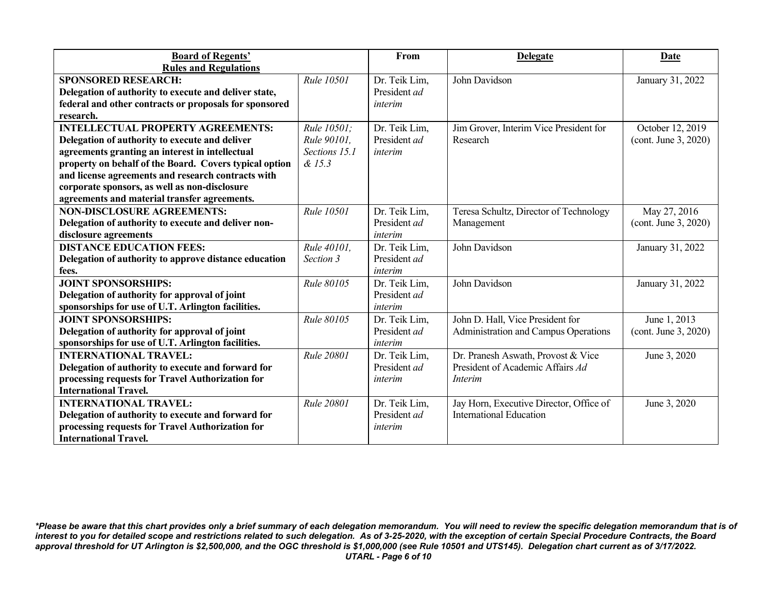| **Board of Regents' Rules and Regulations** | | **From** | **Delegate** | **Date** |
|---|---|---|---|---|
| **SPONSORED RESEARCH: Delegation of authority to execute and deliver state, federal and other contracts or proposals for sponsored research.** | *Rule 10501* | Dr. Teik Lim, President *ad interim* | John Davidson | January 31, 2022 |
| **INTELLECTUAL PROPERTY AGREEMENTS: Delegation of authority to execute and deliver agreements granting an interest in intellectual property on behalf of the Board. Covers typical option and license agreements and research contracts with corporate sponsors, as well as non-disclosure agreements and material transfer agreements.** | *Rule 10501; Rule 90101, Sections 15.1 & 15.3* | Dr. Teik Lim, President *ad interim* | Jim Grover, Interim Vice President for Research | October 12, 2019 (cont. June 3, 2020) |
| **NON-DISCLOSURE AGREEMENTS: Delegation of authority to execute and deliver non-disclosure agreements** | *Rule 10501* | Dr. Teik Lim, President *ad interim* | Teresa Schultz, Director of Technology Management | May 27, 2016 (cont. June 3, 2020) |
| **DISTANCE EDUCATION FEES: Delegation of authority to approve distance education fees.** | *Rule 40101, Section 3* | Dr. Teik Lim, President *ad interim* | John Davidson | January 31, 2022 |
| **JOINT SPONSORSHIPS: Delegation of authority for approval of joint sponsorships for use of U.T. Arlington facilities.** | *Rule 80105* | Dr. Teik Lim, President *ad interim* | John Davidson | January 31, 2022 |
| **JOINT SPONSORSHIPS: Delegation of authority for approval of joint sponsorships for use of U.T. Arlington facilities.** | *Rule 80105* | Dr. Teik Lim, President *ad interim* | John D. Hall, Vice President for Administration and Campus Operations | June 1, 2013 (cont. June 3, 2020) |
| **INTERNATIONAL TRAVEL: Delegation of authority to execute and forward for processing requests for Travel Authorization for International Travel.** | *Rule 20801* | Dr. Teik Lim, President *ad interim* | Dr. Pranesh Aswath, Provost & Vice President of Academic Affairs *Ad Interim* | June 3, 2020 |
| **INTERNATIONAL TRAVEL: Delegation of authority to execute and forward for processing requests for Travel Authorization for International Travel.** | *Rule 20801* | Dr. Teik Lim, President *ad interim* | Jay Horn, Executive Director, Office of International Education | June 3, 2020 |

***Please be aware that this chart provides only a brief summary of each delegation memorandum. You will need to review the specific delegation memorandum that is of interest to you for detailed scope and restrictions related to such delegation. As of 3-25-2020, with the exception of certain Special Procedure Contracts, the Board approval threshold for UT Arlington is $2,500,000, and the OGC threshold is $1,000,000 (see Rule 10501 and UTS145). Delegation chart current as of 3/17/2022.***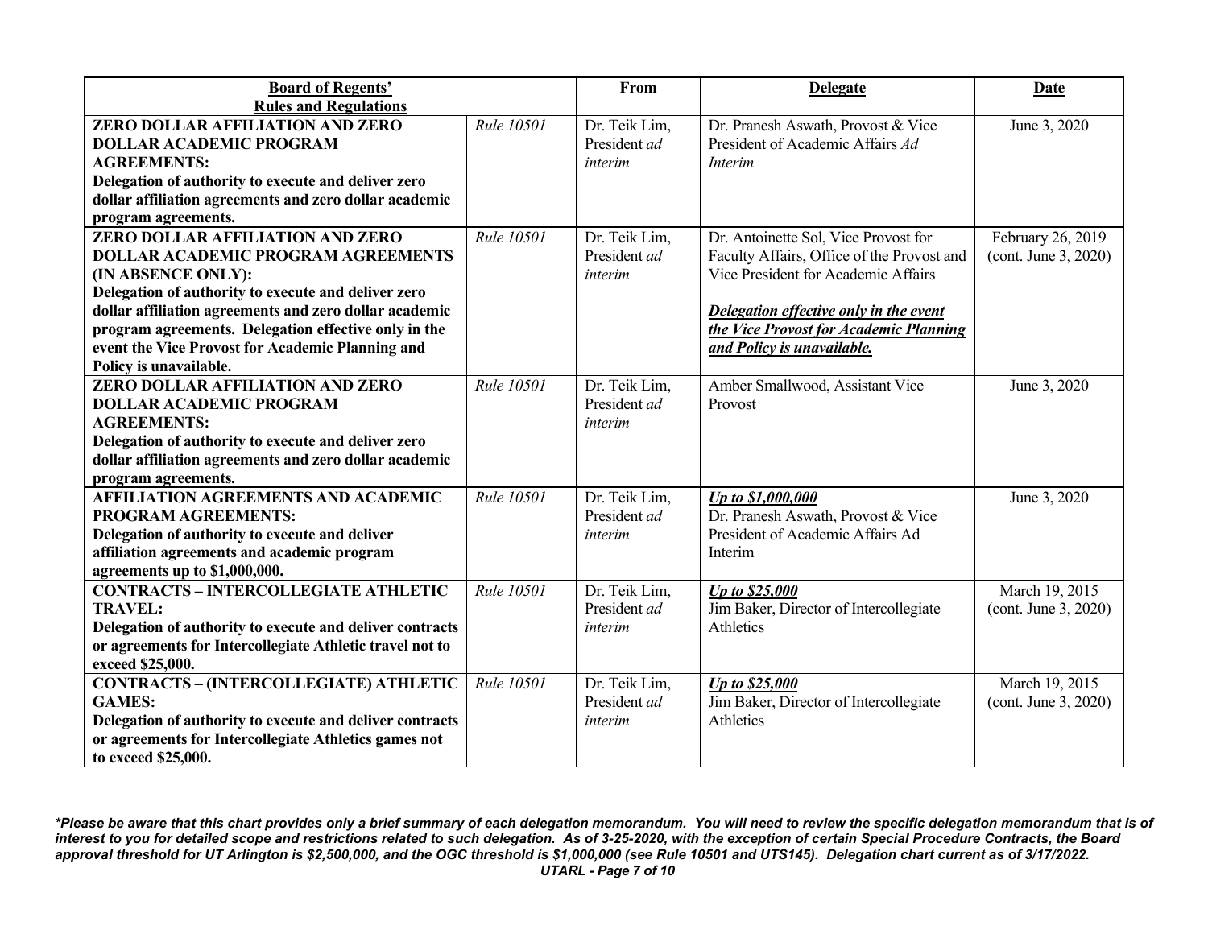| **Board of Regents' Rules and Regulations** | | **From** | **Delegate** | **Date** |
|---|---|---|---|---|
| **ZERO DOLLAR AFFILIATION AND ZERO DOLLAR ACADEMIC PROGRAM AGREEMENTS: Delegation of authority to execute and deliver zero dollar affiliation agreements and zero dollar academic program agreements.** | *Rule 10501* | Dr. Teik Lim, President *ad interim* | Dr. Pranesh Aswath, Provost & Vice President of Academic Affairs *Ad Interim* | June 3, 2020 |
| **ZERO DOLLAR AFFILIATION AND ZERO DOLLAR ACADEMIC PROGRAM AGREEMENTS (IN ABSENCE ONLY): Delegation of authority to execute and deliver zero dollar affiliation agreements and zero dollar academic program agreements. Delegation effective only in the event the Vice Provost for Academic Planning and Policy is unavailable.** | *Rule 10501* | Dr. Teik Lim, President *ad interim* | Dr. Antoinette Sol, Vice Provost for Faculty Affairs, Office of the Provost and Vice President for Academic Affairs<br><br>***Delegation effective only in the event the Vice Provost for Academic Planning and Policy is unavailable.*** | February 26, 2019 (cont. June 3, 2020) |
| **ZERO DOLLAR AFFILIATION AND ZERO DOLLAR ACADEMIC PROGRAM AGREEMENTS: Delegation of authority to execute and deliver zero dollar affiliation agreements and zero dollar academic program agreements.** | *Rule 10501* | Dr. Teik Lim, President *ad interim* | Amber Smallwood, Assistant Vice Provost | June 3, 2020 |
| **AFFILIATION AGREEMENTS AND ACADEMIC PROGRAM AGREEMENTS: Delegation of authority to execute and deliver affiliation agreements and academic program agreements up to $1,000,000.** | *Rule 10501* | Dr. Teik Lim, President *ad interim* | ***Up to $1,000,000***<br>Dr. Pranesh Aswath, Provost & Vice President of Academic Affairs Ad Interim | June 3, 2020 |
| **CONTRACTS – INTERCOLLEGIATE ATHLETIC TRAVEL: Delegation of authority to execute and deliver contracts or agreements for Intercollegiate Athletic travel not to exceed $25,000.** | *Rule 10501* | Dr. Teik Lim, President *ad interim* | ***Up to $25,000***<br>Jim Baker, Director of Intercollegiate Athletics | March 19, 2015 (cont. June 3, 2020) |
| **CONTRACTS – (INTERCOLLEGIATE) ATHLETIC GAMES: Delegation of authority to execute and deliver contracts or agreements for Intercollegiate Athletics games not to exceed $25,000.** | *Rule 10501* | Dr. Teik Lim, President *ad interim* | ***Up to $25,000***<br>Jim Baker, Director of Intercollegiate Athletics | March 19, 2015 (cont. June 3, 2020) |

****Please be aware that this chart provides only a brief summary of each delegation memorandum. You will need to review the specific delegation memorandum that is of interest to you for detailed scope and restrictions related to such delegation. As of 3-25-2020, with the exception of certain Special Procedure Contracts, the Board approval threshold for UT Arlington is $2,500,000, and the OGC threshold is $1,000,000 (see Rule 10501 and UTS145). Delegation chart current as of 3/17/2022.***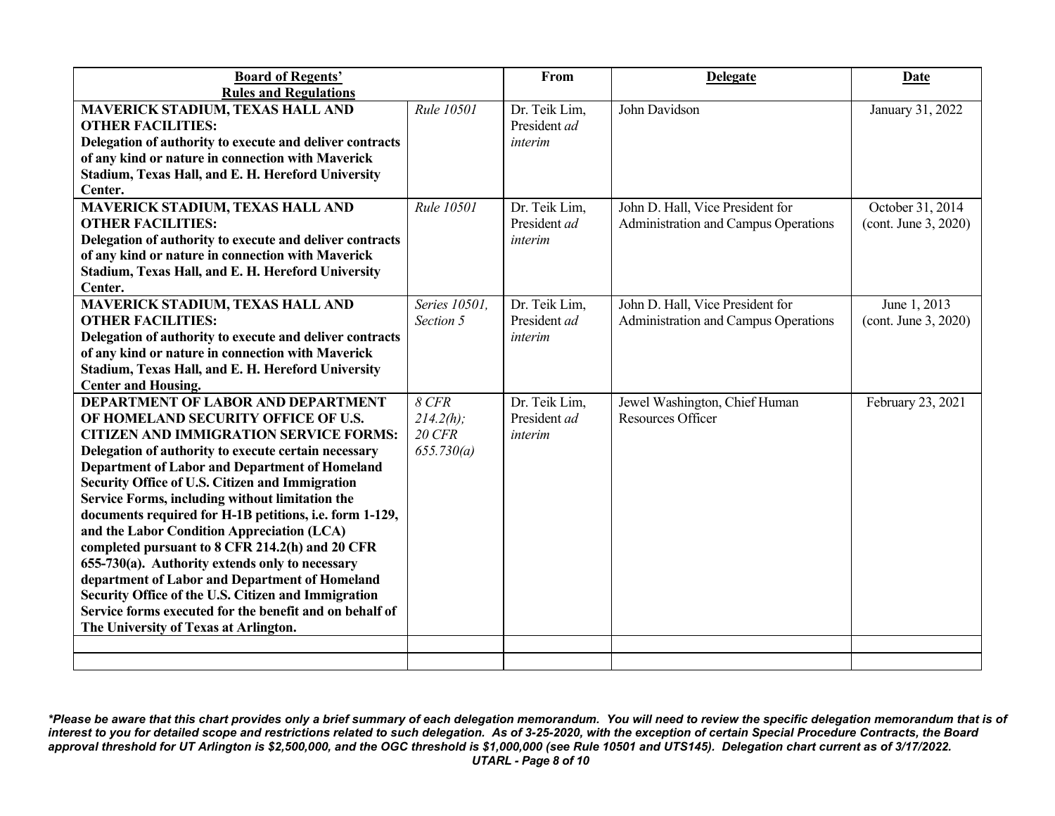| **Board of Regents' Rules and Regulations** | | **From** | **Delegate** | **Date** |
|---|---|---|---|---|
| **MAVERICK STADIUM, TEXAS HALL AND OTHER FACILITIES: Delegation of authority to execute and deliver contracts of any kind or nature in connection with Maverick Stadium, Texas Hall, and E. H. Hereford University Center.** | *Rule 10501* | Dr. Teik Lim, President *ad interim* | John Davidson | January 31, 2022 |
| **MAVERICK STADIUM, TEXAS HALL AND OTHER FACILITIES: Delegation of authority to execute and deliver contracts of any kind or nature in connection with Maverick Stadium, Texas Hall, and E. H. Hereford University Center.** | *Rule 10501* | Dr. Teik Lim, President *ad interim* | John D. Hall, Vice President for Administration and Campus Operations | October 31, 2014 (cont. June 3, 2020) |
| **MAVERICK STADIUM, TEXAS HALL AND OTHER FACILITIES: Delegation of authority to execute and deliver contracts of any kind or nature in connection with Maverick Stadium, Texas Hall, and E. H. Hereford University Center and Housing.** | *Series 10501, Section 5* | Dr. Teik Lim, President *ad interim* | John D. Hall, Vice President for Administration and Campus Operations | June 1, 2013 (cont. June 3, 2020) |
| **DEPARTMENT OF LABOR AND DEPARTMENT OF HOMELAND SECURITY OFFICE OF U.S. CITIZEN AND IMMIGRATION SERVICE FORMS: Delegation of authority to execute certain necessary Department of Labor and Department of Homeland Security Office of U.S. Citizen and Immigration Service Forms, including without limitation the documents required for H-1B petitions, i.e. form 1-129, and the Labor Condition Appreciation (LCA) completed pursuant to 8 CFR 214.2(h) and 20 CFR 655-730(a). Authority extends only to necessary department of Labor and Department of Homeland Security Office of the U.S. Citizen and Immigration Service forms executed for the benefit and on behalf of The University of Texas at Arlington.** | *8 CFR 214.2(h); 20 CFR 655.730(a)* | Dr. Teik Lim, President *ad interim* | Jewel Washington, Chief Human Resources Officer | February 23, 2021 |
| | | | | |
| | | | | |

*\*Please be aware that this chart provides only a brief summary of each delegation memorandum. You will need to review the specific delegation memorandum that is of interest to you for detailed scope and restrictions related to such delegation. As of 3-25-2020, with the exception of certain Special Procedure Contracts, the Board approval threshold for UT Arlington is $2,500,000, and the OGC threshold is $1,000,000 (see Rule 10501 and UTS145). Delegation chart current as of 3/17/2022.*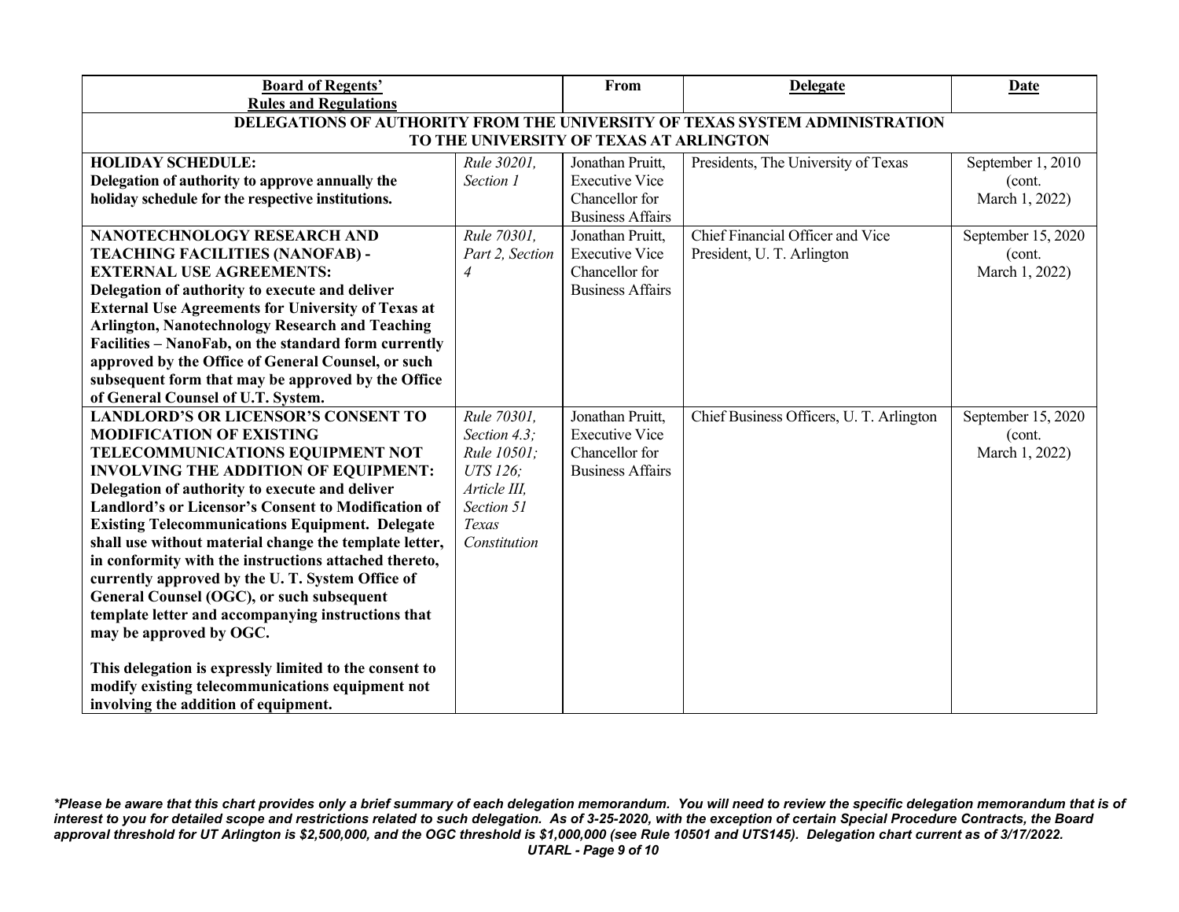| **Board of Regents' Rules and Regulations** | | **From** | **Delegate** | **Date** |
|---|---|---|---|---|
| **DELEGATIONS OF AUTHORITY FROM THE UNIVERSITY OF TEXAS SYSTEM ADMINISTRATION TO THE UNIVERSITY OF TEXAS AT ARLINGTON** | | | | |
| **HOLIDAY SCHEDULE:** **Delegation of authority to approve annually the holiday schedule for the respective institutions.** | *Rule 30201, Section 1* | Jonathan Pruitt, Executive Vice Chancellor for Business Affairs | Presidents, The University of Texas | September 1, 2010 (cont. March 1, 2022) |
| **NANOTECHNOLOGY RESEARCH AND TEACHING FACILITIES (NANOFAB) - EXTERNAL USE AGREEMENTS:** **Delegation of authority to execute and deliver External Use Agreements for University of Texas at Arlington, Nanotechnology Research and Teaching Facilities – NanoFab, on the standard form currently approved by the Office of General Counsel, or such subsequent form that may be approved by the Office of General Counsel of U.T. System.** | *Rule 70301, Part 2, Section 4* | Jonathan Pruitt, Executive Vice Chancellor for Business Affairs | Chief Financial Officer and Vice President, U. T. Arlington | September 15, 2020 (cont. March 1, 2022) |
| **LANDLORD'S OR LICENSOR'S CONSENT TO MODIFICATION OF EXISTING TELECOMMUNICATIONS EQUIPMENT NOT INVOLVING THE ADDITION OF EQUIPMENT:** **Delegation of authority to execute and deliver Landlord's or Licensor's Consent to Modification of Existing Telecommunications Equipment. Delegate shall use without material change the template letter, in conformity with the instructions attached thereto, currently approved by the U. T. System Office of General Counsel (OGC), or such subsequent template letter and accompanying instructions that may be approved by OGC.** <br><br> **This delegation is expressly limited to the consent to modify existing telecommunications equipment not involving the addition of equipment.** | *Rule 70301, Section 4.3; Rule 10501; UTS 126; Article III, Section 51 Texas Constitution* | Jonathan Pruitt, Executive Vice Chancellor for Business Affairs | Chief Business Officers, U. T. Arlington | September 15, 2020 (cont. March 1, 2022) |

***Please be aware that this chart provides only a brief summary of each delegation memorandum. You will need to review the specific delegation memorandum that is of interest to you for detailed scope and restrictions related to such delegation. As of 3-25-2020, with the exception of certain Special Procedure Contracts, the Board approval threshold for UT Arlington is $2,500,000, and the OGC threshold is $1,000,000 (see Rule 10501 and UTS145). Delegation chart current as of 3/17/2022.***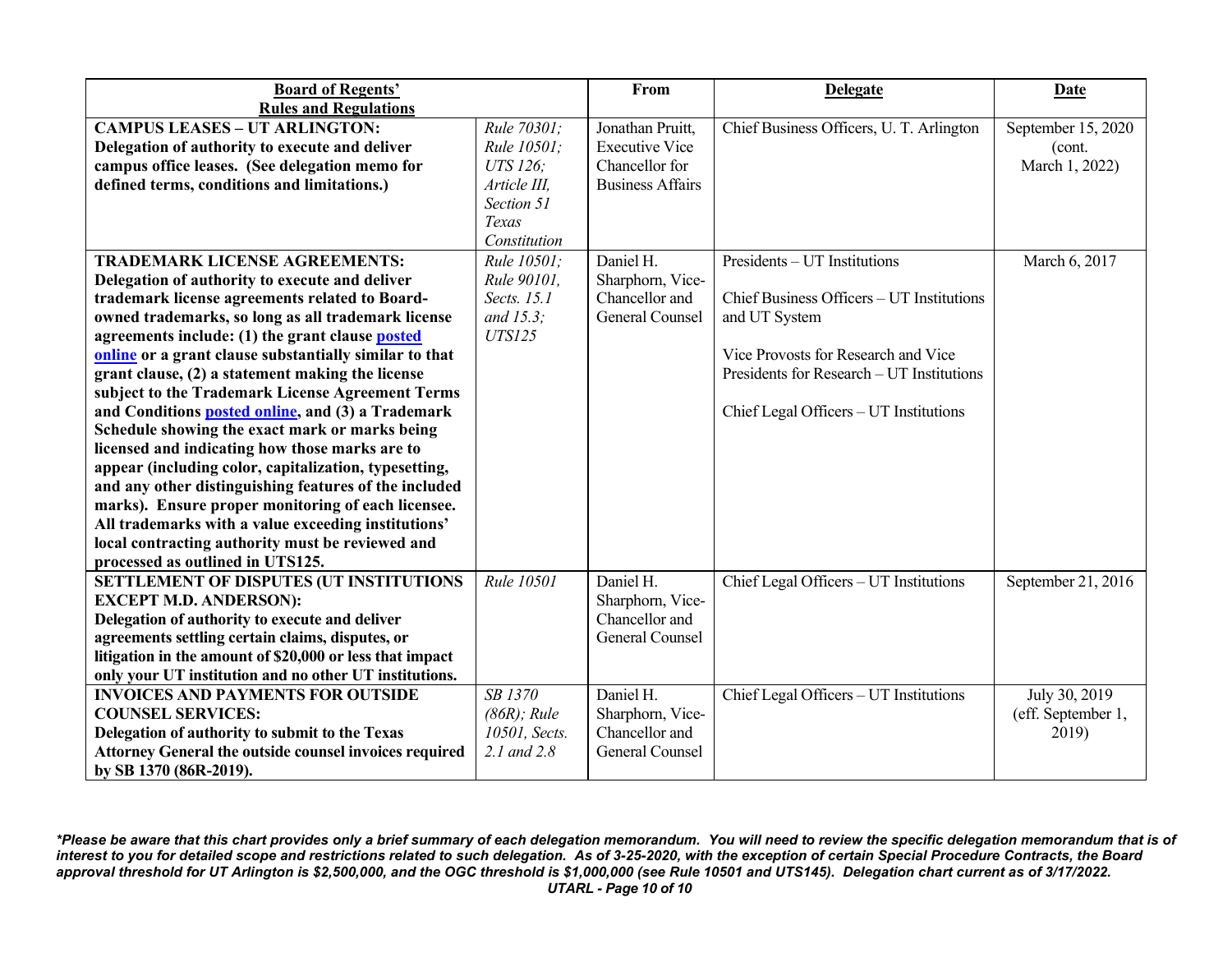| **Board of Regents' Rules and Regulations** | | **From** | **Delegate** | **Date** |
|---|---|---|---|---|
| **CAMPUS LEASES – UT ARLINGTON: Delegation of authority to execute and deliver campus office leases. (See delegation memo for defined terms, conditions and limitations.)** | *Rule 70301; Rule 10501; UTS 126; Article III, Section 51 Texas Constitution* | Jonathan Pruitt, Executive Vice Chancellor for Business Affairs | Chief Business Officers, U. T. Arlington | September 15, 2020 (cont. March 1, 2022) |
| **TRADEMARK LICENSE AGREEMENTS: Delegation of authority to execute and deliver trademark license agreements related to Board-owned trademarks, so long as all trademark license agreements include: (1) the grant clause posted online or a grant clause substantially similar to that grant clause, (2) a statement making the license subject to the Trademark License Agreement Terms and Conditions posted online, and (3) a Trademark Schedule showing the exact mark or marks being licensed and indicating how those marks are to appear (including color, capitalization, typesetting, and any other distinguishing features of the included marks). Ensure proper monitoring of each licensee. All trademarks with a value exceeding institutions' local contracting authority must be reviewed and processed as outlined in UTS125.** | *Rule 10501; Rule 90101, Sects. 15.1 and 15.3; UTS125* | Daniel H. Sharphorn, Vice-Chancellor and General Counsel | Presidents – UT Institutions<br><br>Chief Business Officers – UT Institutions and UT System<br><br>Vice Provosts for Research and Vice Presidents for Research – UT Institutions<br><br>Chief Legal Officers – UT Institutions | March 6, 2017 |
| **SETTLEMENT OF DISPUTES (UT INSTITUTIONS EXCEPT M.D. ANDERSON): Delegation of authority to execute and deliver agreements settling certain claims, disputes, or litigation in the amount of $20,000 or less that impact only your UT institution and no other UT institutions.** | *Rule 10501* | Daniel H. Sharphorn, Vice-Chancellor and General Counsel | Chief Legal Officers – UT Institutions | September 21, 2016 |
| **INVOICES AND PAYMENTS FOR OUTSIDE COUNSEL SERVICES: Delegation of authority to submit to the Texas Attorney General the outside counsel invoices required by SB 1370 (86R-2019).** | *SB 1370 (86R); Rule 10501, Sects. 2.1 and 2.8* | Daniel H. Sharphorn, Vice-Chancellor and General Counsel | Chief Legal Officers – UT Institutions | July 30, 2019 (eff. September 1, 2019) |

***Please be aware that this chart provides only a brief summary of each delegation memorandum. You will need to review the specific delegation memorandum that is of interest to you for detailed scope and restrictions related to such delegation. As of 3-25-2020, with the exception of certain Special Procedure Contracts, the Board approval threshold for UT Arlington is $2,500,000, and the OGC threshold is $1,000,000 (see Rule 10501 and UTS145). Delegation chart current as of 3/17/2022.***